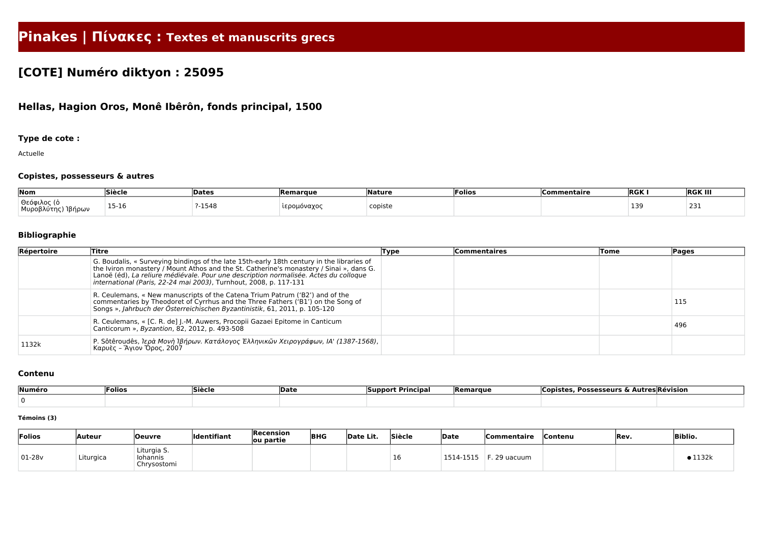# Pinakes | Πίνακες : Textes et manuscrits grecs

## [COTE] Numéro diktyon : 25095

### Hellas, Hagion Oros, Monê Ibêrôn, fonds principal, 1500

#### Type de cote :

Actuelle

#### Copistes, possesseurs & autres

| Nom | Siècle | Dates | Remarque | Nature | Folios | Commentaire | RGK I | RGK III |
|---|---|---|---|---|---|---|---|---|
| Θεόφιλος (ὁ Μυροβλύτης) Ἰβήρων | 15-16 | ?-1548 | ἱερομόναχος | copiste | | | 139 | 231 |

#### Bibliographie

| Répertoire | Titre | Type | Commentaires | Tome | Pages |
|---|---|---|---|---|---|
| | G. Boudalis, « Surveying bindings of the late 15th-early 18th century in the libraries of the Iviron monastery / Mount Athos and the St. Catherine's monastery / Sinai », dans G. Lanoë (éd), *La reliure médiévale. Pour une description normalisée. Actes du colloque international (Paris, 22-24 mai 2003)*, Turnhout, 2008, p. 117-131 | | | | |
| | R. Ceulemans, « New manuscripts of the Catena Trium Patrum ('B2') and of the commentaries by Theodoret of Cyrrhus and the Three Fathers ('B1') on the Song of Songs », *Jahrbuch der Österreichischen Byzantinistik*, 61, 2011, p. 105-120 | | | | 115 |
| | R. Ceulemans, « [C. R. de] J.-M. Auwers, Procopii Gazaei Epitome in Canticum Canticorum », *Byzantion*, 82, 2012, p. 493-508 | | | | 496 |
| 1132k | P. Sôtêroudês, *Ἱερὰ Μονὴ Ἰβήρων. Κατάλογος Ἑλληνικῶν Χειρογράφων, ΙΑ' (1387-1568)*, Καρυὲς – Ἅγιον Ὄρος, 2007 | | | | |

#### Contenu

| Numéro | Folios | Siècle | Date | Support Principal | Remarque | Copistes, Possesseurs & Autres | Révision |
|---|---|---|---|---|---|---|---|
| 0 | | | | | | | |

##### Témoins (3)

| Folios | Auteur | Oeuvre | Identifiant | Recension ou partie | BHG | Date Lit. | Siècle | Date | Commentaire | Contenu | Rev. | Biblio. |
|---|---|---|---|---|---|---|---|---|---|---|---|---|
| 01-28v | Liturgica | Liturgia S. Iohannis Chrysostomi | | | | | 16 | 1514-1515 | F. 29 uacuum | | | ● 1132k |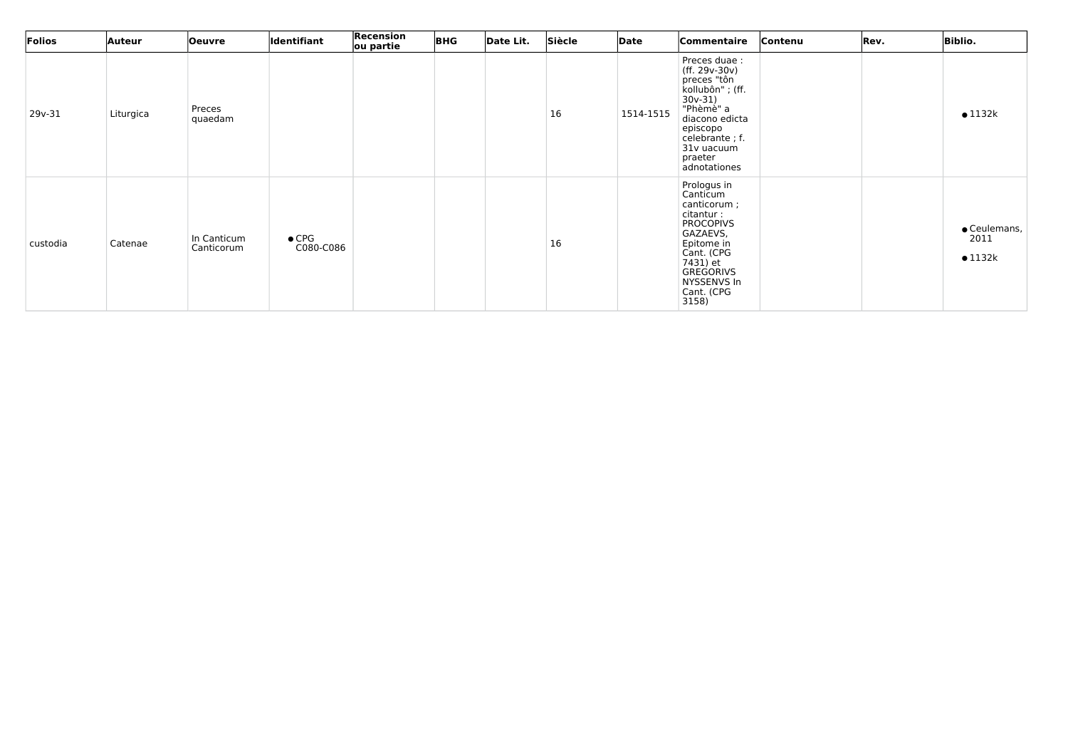| Folios | Auteur | Oeuvre | Identifiant | Recension ou partie | BHG | Date Lit. | Siècle | Date | Commentaire | Contenu | Rev. | Biblio. |
|---|---|---|---|---|---|---|---|---|---|---|---|---|
| 29v-31 | Liturgica | Preces quaedam | | | | | 16 | 1514-1515 | Preces duae : (ff. 29v-30v) preces "tôn kollubôn" ; (ff. 30v-31) "Phèmè" a diacono edicta episcopo celebrante ; f. 31v uacuum praeter adnotationes | | | • 1132k |
| custodia | Catenae | In Canticum Canticorum | • CPG C080-C086 | | | | 16 | | Prologus in Canticum canticorum ; citantur : PROCOPIVS GAZAEVS, Epitome in Cant. (CPG 7431) et GREGORIVS NYSSENVS In Cant. (CPG 3158) | | | • Ceulemans, 2011<br>• 1132k |